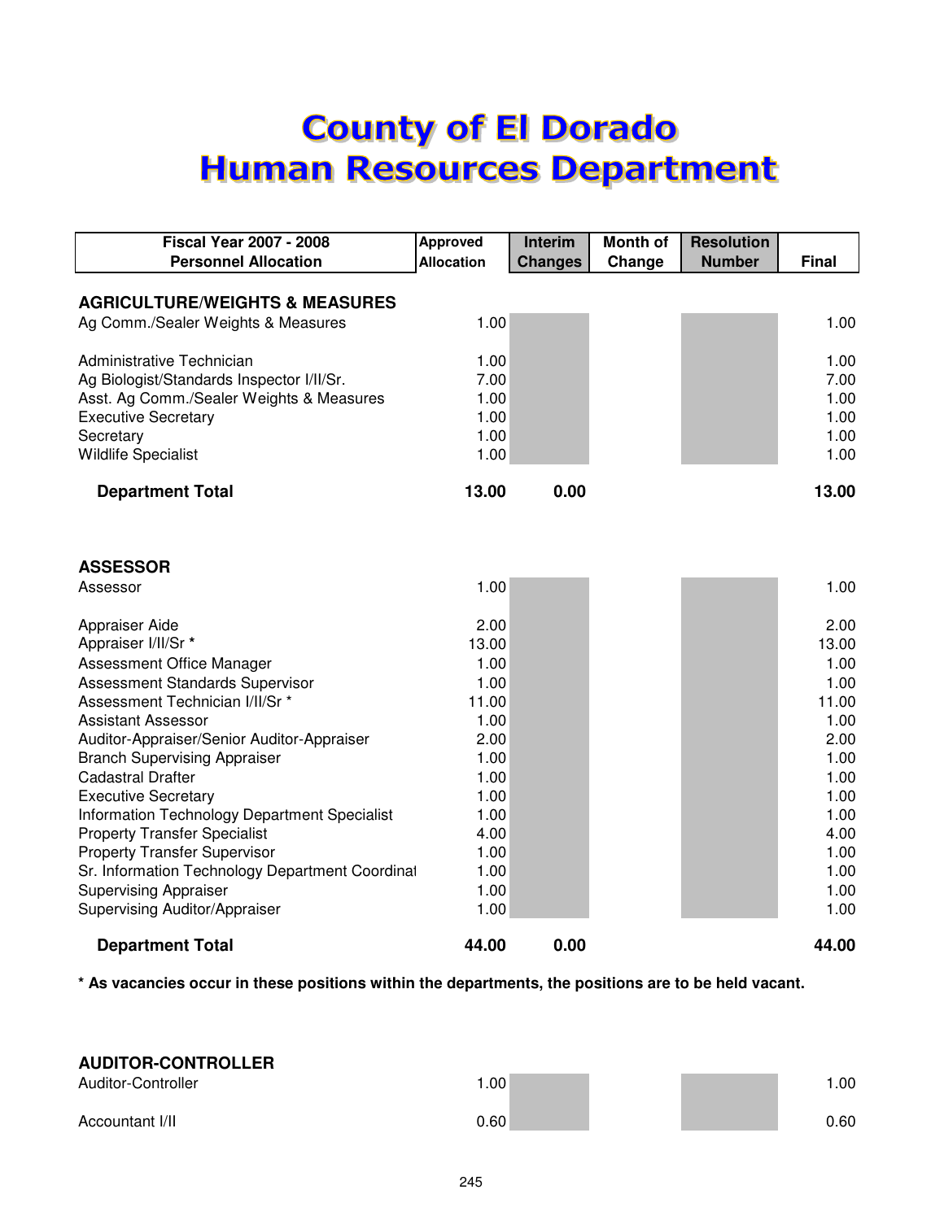# County of El Dorado
# Human Resources Department

| Fiscal Year 2007 - 2008 Personnel Allocation | Approved Allocation | Interim Changes | Month of Change | Resolution Number | Final |
|---|---|---|---|---|---|
| **AGRICULTURE/WEIGHTS & MEASURES** | | | | | |
| Ag Comm./Sealer Weights & Measures | 1.00 | | | | 1.00 |
| | | | | | |
| Administrative Technician | 1.00 | | | | 1.00 |
| Ag Biologist/Standards Inspector I/II/Sr. | 7.00 | | | | 7.00 |
| Asst. Ag Comm./Sealer Weights & Measures | 1.00 | | | | 1.00 |
| Executive Secretary | 1.00 | | | | 1.00 |
| Secretary | 1.00 | | | | 1.00 |
| Wildlife Specialist | 1.00 | | | | 1.00 |
| **Department Total** | **13.00** | **0.00** | | | **13.00** |
| | | | | | |
| **ASSESSOR** | | | | | |
| Assessor | 1.00 | | | | 1.00 |
| | | | | | |
| Appraiser Aide | 2.00 | | | | 2.00 |
| Appraiser I/II/Sr * | 13.00 | | | | 13.00 |
| Assessment Office Manager | 1.00 | | | | 1.00 |
| Assessment Standards Supervisor | 1.00 | | | | 1.00 |
| Assessment Technician I/II/Sr * | 11.00 | | | | 11.00 |
| Assistant Assessor | 1.00 | | | | 1.00 |
| Auditor-Appraiser/Senior Auditor-Appraiser | 2.00 | | | | 2.00 |
| Branch Supervising Appraiser | 1.00 | | | | 1.00 |
| Cadastral Drafter | 1.00 | | | | 1.00 |
| Executive Secretary | 1.00 | | | | 1.00 |
| Information Technology Department Specialist | 1.00 | | | | 1.00 |
| Property Transfer Specialist | 4.00 | | | | 4.00 |
| Property Transfer Supervisor | 1.00 | | | | 1.00 |
| Sr. Information Technology Department Coordinat | 1.00 | | | | 1.00 |
| Supervising Appraiser | 1.00 | | | | 1.00 |
| Supervising Auditor/Appraiser | 1.00 | | | | 1.00 |
| **Department Total** | **44.00** | **0.00** | | | **44.00** |

**\* As vacancies occur in these positions within the departments, the positions are to be held vacant.**

| Fiscal Year 2007 - 2008 Personnel Allocation | Approved Allocation | Interim Changes | Month of Change | Resolution Number | Final |
|---|---|---|---|---|---|
| **AUDITOR-CONTROLLER** | | | | | |
| Auditor-Controller | 1.00 | | | | 1.00 |
| | | | | | |
| Accountant I/II | 0.60 | | | | 0.60 |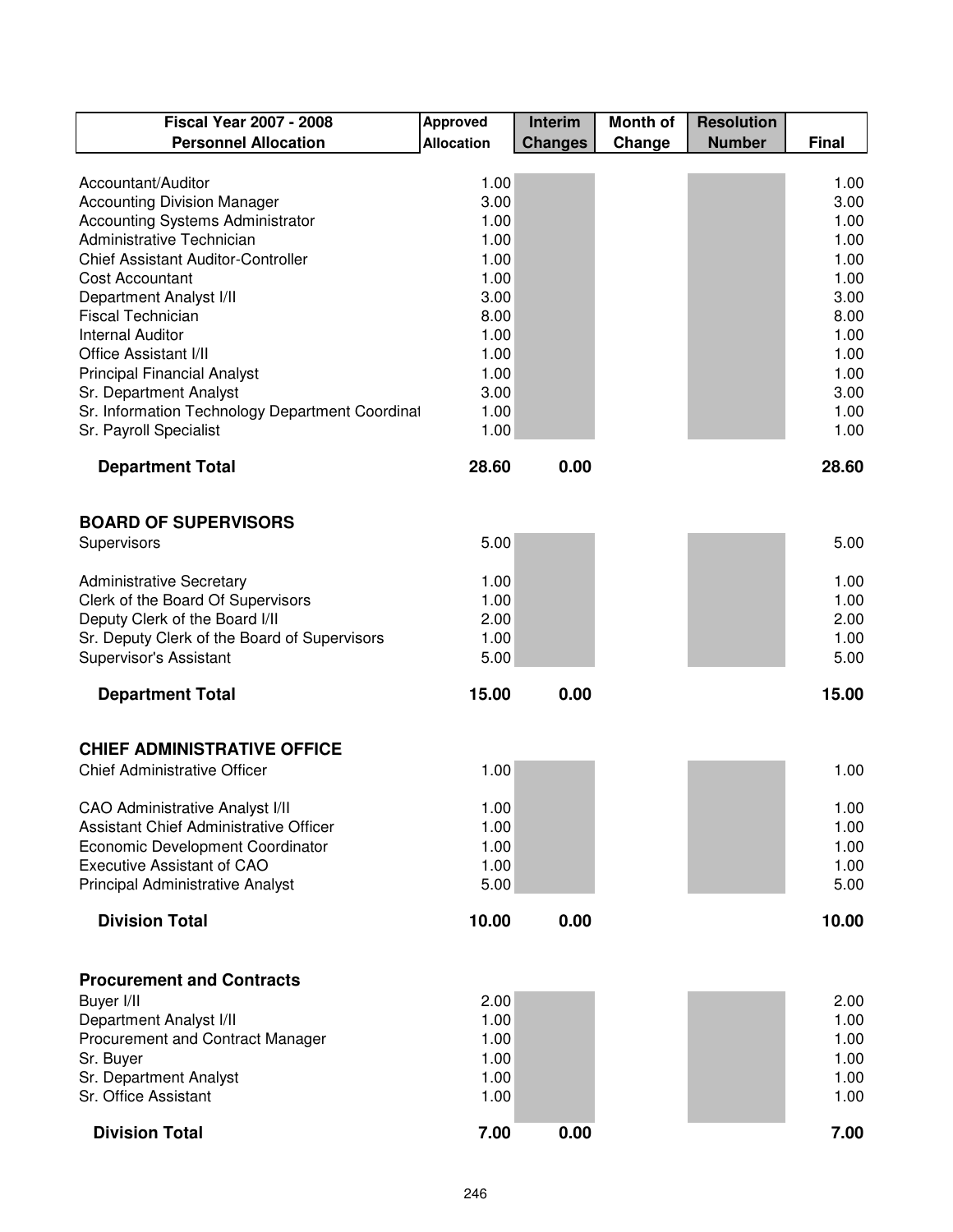| Fiscal Year 2007 - 2008 Personnel Allocation | Approved Allocation | Interim Changes | Month of Change | Resolution Number | Final |
|---|---|---|---|---|---|
| Accountant/Auditor | 1.00 | | | | 1.00 |
| Accounting Division Manager | 3.00 | | | | 3.00 |
| Accounting Systems Administrator | 1.00 | | | | 1.00 |
| Administrative Technician | 1.00 | | | | 1.00 |
| Chief Assistant Auditor-Controller | 1.00 | | | | 1.00 |
| Cost Accountant | 1.00 | | | | 1.00 |
| Department Analyst I/II | 3.00 | | | | 3.00 |
| Fiscal Technician | 8.00 | | | | 8.00 |
| Internal Auditor | 1.00 | | | | 1.00 |
| Office Assistant I/II | 1.00 | | | | 1.00 |
| Principal Financial Analyst | 1.00 | | | | 1.00 |
| Sr. Department Analyst | 3.00 | | | | 3.00 |
| Sr. Information Technology Department Coordinat | 1.00 | | | | 1.00 |
| Sr. Payroll Specialist | 1.00 | | | | 1.00 |
| **Department Total** | **28.60** | **0.00** | | | **28.60** |
| | | | | | |
| **BOARD OF SUPERVISORS** | | | | | |
| Supervisors | 5.00 | | | | 5.00 |
| Administrative Secretary | 1.00 | | | | 1.00 |
| Clerk of the Board Of Supervisors | 1.00 | | | | 1.00 |
| Deputy Clerk of the Board I/II | 2.00 | | | | 2.00 |
| Sr. Deputy Clerk of the Board of Supervisors | 1.00 | | | | 1.00 |
| Supervisor's Assistant | 5.00 | | | | 5.00 |
| **Department Total** | **15.00** | **0.00** | | | **15.00** |
| | | | | | |
| **CHIEF ADMINISTRATIVE OFFICE** | | | | | |
| Chief Administrative Officer | 1.00 | | | | 1.00 |
| CAO Administrative Analyst I/II | 1.00 | | | | 1.00 |
| Assistant Chief Administrative Officer | 1.00 | | | | 1.00 |
| Economic Development Coordinator | 1.00 | | | | 1.00 |
| Executive Assistant of CAO | 1.00 | | | | 1.00 |
| Principal Administrative Analyst | 5.00 | | | | 5.00 |
| **Division Total** | **10.00** | **0.00** | | | **10.00** |
| | | | | | |
| **Procurement and Contracts** | | | | | |
| Buyer I/II | 2.00 | | | | 2.00 |
| Department Analyst I/II | 1.00 | | | | 1.00 |
| Procurement and Contract Manager | 1.00 | | | | 1.00 |
| Sr. Buyer | 1.00 | | | | 1.00 |
| Sr. Department Analyst | 1.00 | | | | 1.00 |
| Sr. Office Assistant | 1.00 | | | | 1.00 |
| **Division Total** | **7.00** | **0.00** | | | **7.00** |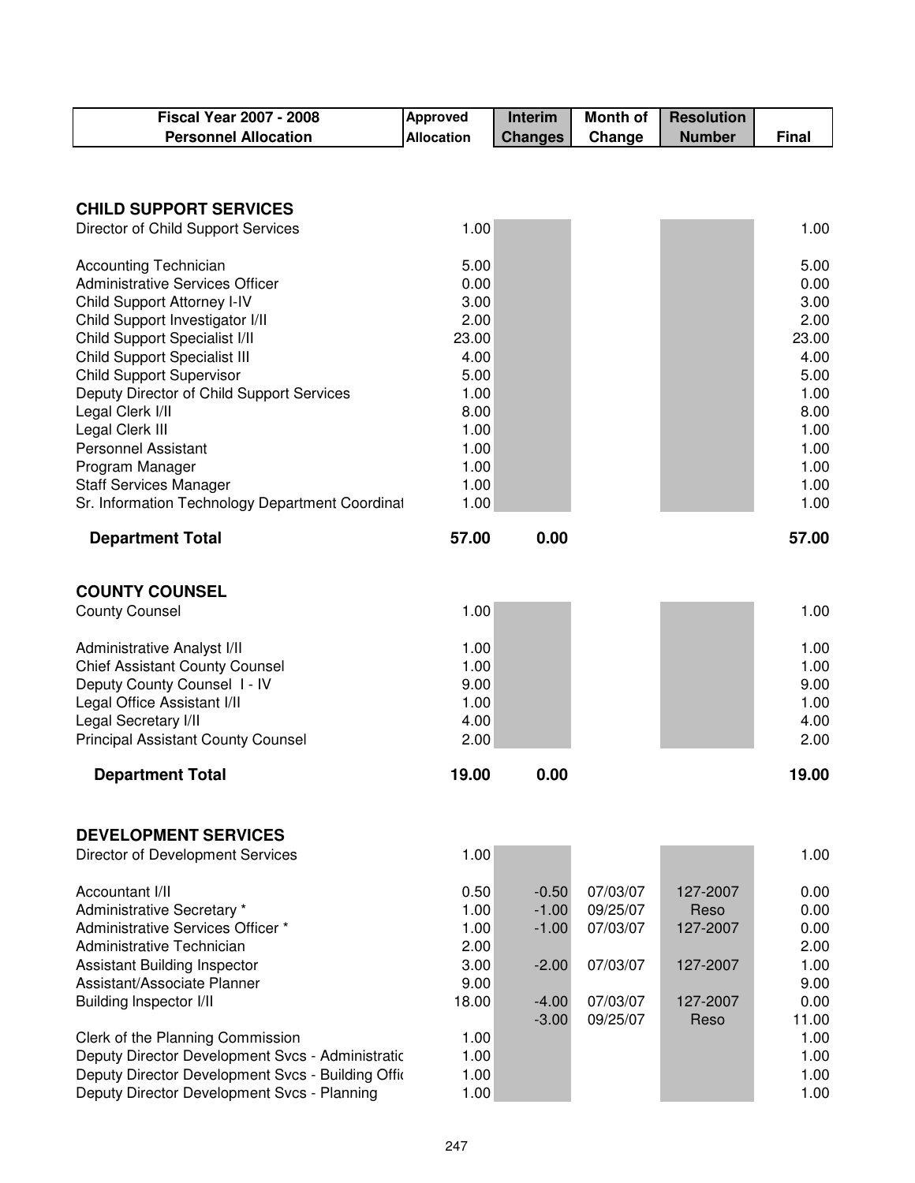| Fiscal Year 2007 - 2008 Personnel Allocation | Approved Allocation | Interim Changes | Month of Change | Resolution Number | Final |
|---|---|---|---|---|---|
| **CHILD SUPPORT SERVICES** | | | | | |
| Director of Child Support Services | 1.00 | | | | 1.00 |
| Accounting Technician | 5.00 | | | | 5.00 |
| Administrative Services Officer | 0.00 | | | | 0.00 |
| Child Support Attorney I-IV | 3.00 | | | | 3.00 |
| Child Support Investigator I/II | 2.00 | | | | 2.00 |
| Child Support Specialist I/II | 23.00 | | | | 23.00 |
| Child Support Specialist III | 4.00 | | | | 4.00 |
| Child Support Supervisor | 5.00 | | | | 5.00 |
| Deputy Director of Child Support Services | 1.00 | | | | 1.00 |
| Legal Clerk I/II | 8.00 | | | | 8.00 |
| Legal Clerk III | 1.00 | | | | 1.00 |
| Personnel Assistant | 1.00 | | | | 1.00 |
| Program Manager | 1.00 | | | | 1.00 |
| Staff Services Manager | 1.00 | | | | 1.00 |
| Sr. Information Technology Department Coordinat | 1.00 | | | | 1.00 |
| **Department Total** | **57.00** | **0.00** | | | **57.00** |
| **COUNTY COUNSEL** | | | | | |
| County Counsel | 1.00 | | | | 1.00 |
| Administrative Analyst I/II | 1.00 | | | | 1.00 |
| Chief Assistant County Counsel | 1.00 | | | | 1.00 |
| Deputy County Counsel I - IV | 9.00 | | | | 9.00 |
| Legal Office Assistant I/II | 1.00 | | | | 1.00 |
| Legal Secretary I/II | 4.00 | | | | 4.00 |
| Principal Assistant County Counsel | 2.00 | | | | 2.00 |
| **Department Total** | **19.00** | **0.00** | | | **19.00** |
| **DEVELOPMENT SERVICES** | | | | | |
| Director of Development Services | 1.00 | | | | 1.00 |
| Accountant I/II | 0.50 | -0.50 | 07/03/07 | 127-2007 | 0.00 |
| Administrative Secretary * | 1.00 | -1.00 | 09/25/07 | Reso | 0.00 |
| Administrative Services Officer * | 1.00 | -1.00 | 07/03/07 | 127-2007 | 0.00 |
| Administrative Technician | 2.00 | | | | 2.00 |
| Assistant Building Inspector | 3.00 | -2.00 | 07/03/07 | 127-2007 | 1.00 |
| Assistant/Associate Planner | 9.00 | | | | 9.00 |
| Building Inspector I/II | 18.00 | -4.00 | 07/03/07 | 127-2007 | 0.00 |
| | | -3.00 | 09/25/07 | Reso | 11.00 |
| Clerk of the Planning Commission | 1.00 | | | | 1.00 |
| Deputy Director Development Svcs - Administratic | 1.00 | | | | 1.00 |
| Deputy Director Development Svcs - Building Offic | 1.00 | | | | 1.00 |
| Deputy Director Development Svcs - Planning | 1.00 | | | | 1.00 |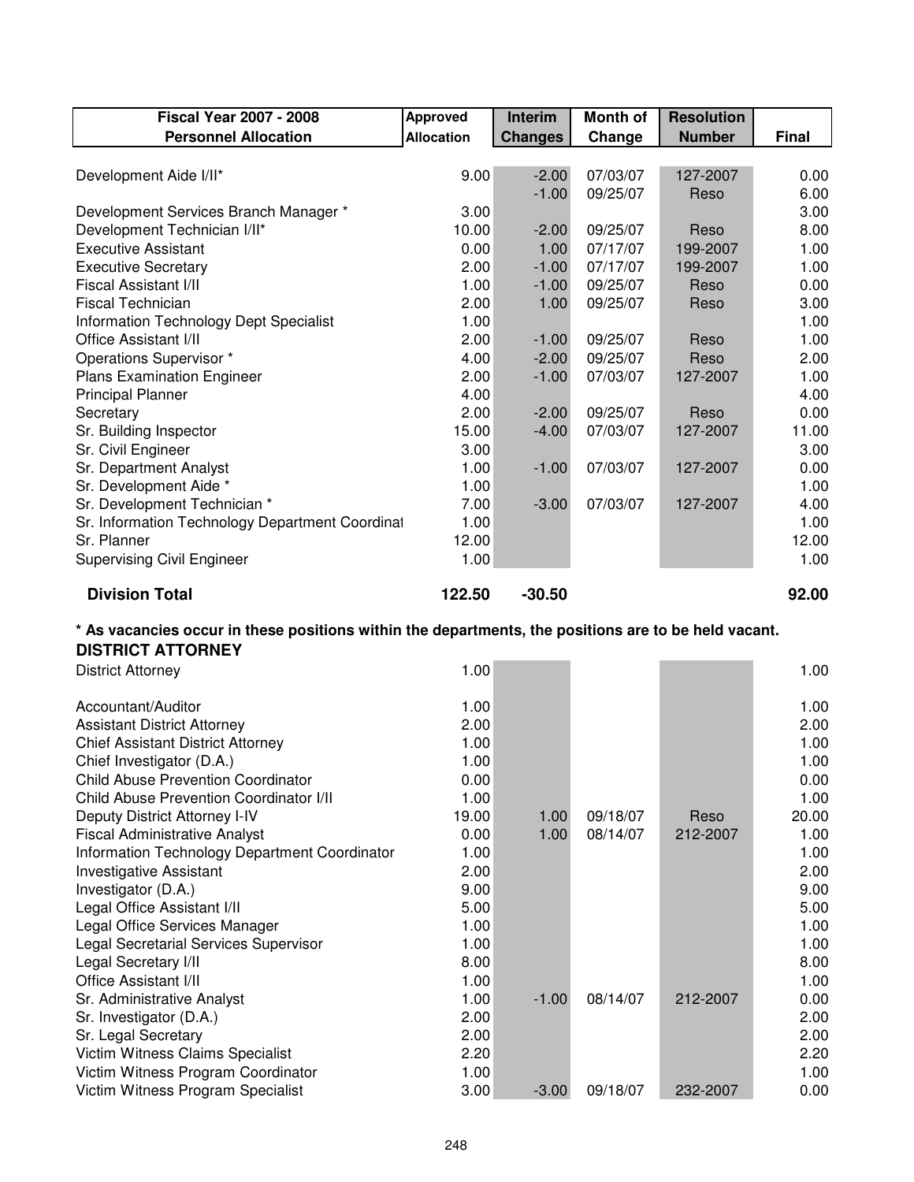| Fiscal Year 2007 - 2008 Personnel Allocation | Approved Allocation | Interim Changes | Month of Change | Resolution Number | Final |
|---|---|---|---|---|---|
| Development Aide I/II* | 9.00 | -2.00 | 07/03/07 | 127-2007 | 0.00 |
| | | -1.00 | 09/25/07 | Reso | 6.00 |
| Development Services Branch Manager * | 3.00 | | | | 3.00 |
| Development Technician I/II* | 10.00 | -2.00 | 09/25/07 | Reso | 8.00 |
| Executive Assistant | 0.00 | 1.00 | 07/17/07 | 199-2007 | 1.00 |
| Executive Secretary | 2.00 | -1.00 | 07/17/07 | 199-2007 | 1.00 |
| Fiscal Assistant I/II | 1.00 | -1.00 | 09/25/07 | Reso | 0.00 |
| Fiscal Technician | 2.00 | 1.00 | 09/25/07 | Reso | 3.00 |
| Information Technology Dept Specialist | 1.00 | | | | 1.00 |
| Office Assistant I/II | 2.00 | -1.00 | 09/25/07 | Reso | 1.00 |
| Operations Supervisor * | 4.00 | -2.00 | 09/25/07 | Reso | 2.00 |
| Plans Examination Engineer | 2.00 | -1.00 | 07/03/07 | 127-2007 | 1.00 |
| Principal Planner | 4.00 | | | | 4.00 |
| Secretary | 2.00 | -2.00 | 09/25/07 | Reso | 0.00 |
| Sr. Building Inspector | 15.00 | -4.00 | 07/03/07 | 127-2007 | 11.00 |
| Sr. Civil Engineer | 3.00 | | | | 3.00 |
| Sr. Department Analyst | 1.00 | -1.00 | 07/03/07 | 127-2007 | 0.00 |
| Sr. Development Aide * | 1.00 | | | | 1.00 |
| Sr. Development Technician * | 7.00 | -3.00 | 07/03/07 | 127-2007 | 4.00 |
| Sr. Information Technology Department Coordinat | 1.00 | | | | 1.00 |
| Sr. Planner | 12.00 | | | | 12.00 |
| Supervising Civil Engineer | 1.00 | | | | 1.00 |
| **Division Total** | **122.50** | **-30.50** | | | **92.00** |

**\* As vacancies occur in these positions within the departments, the positions are to be held vacant.**

**DISTRICT ATTORNEY**

| Fiscal Year 2007 - 2008 Personnel Allocation | Approved Allocation | Interim Changes | Month of Change | Resolution Number | Final |
|---|---|---|---|---|---|
| District Attorney | 1.00 | | | | 1.00 |
| Accountant/Auditor | 1.00 | | | | 1.00 |
| Assistant District Attorney | 2.00 | | | | 2.00 |
| Chief Assistant District Attorney | 1.00 | | | | 1.00 |
| Chief Investigator (D.A.) | 1.00 | | | | 1.00 |
| Child Abuse Prevention Coordinator | 0.00 | | | | 0.00 |
| Child Abuse Prevention Coordinator I/II | 1.00 | | | | 1.00 |
| Deputy District Attorney I-IV | 19.00 | 1.00 | 09/18/07 | Reso | 20.00 |
| Fiscal Administrative Analyst | 0.00 | 1.00 | 08/14/07 | 212-2007 | 1.00 |
| Information Technology Department Coordinator | 1.00 | | | | 1.00 |
| Investigative Assistant | 2.00 | | | | 2.00 |
| Investigator (D.A.) | 9.00 | | | | 9.00 |
| Legal Office Assistant I/II | 5.00 | | | | 5.00 |
| Legal Office Services Manager | 1.00 | | | | 1.00 |
| Legal Secretarial Services Supervisor | 1.00 | | | | 1.00 |
| Legal Secretary I/II | 8.00 | | | | 8.00 |
| Office Assistant I/II | 1.00 | | | | 1.00 |
| Sr. Administrative Analyst | 1.00 | -1.00 | 08/14/07 | 212-2007 | 0.00 |
| Sr. Investigator (D.A.) | 2.00 | | | | 2.00 |
| Sr. Legal Secretary | 2.00 | | | | 2.00 |
| Victim Witness Claims Specialist | 2.20 | | | | 2.20 |
| Victim Witness Program Coordinator | 1.00 | | | | 1.00 |
| Victim Witness Program Specialist | 3.00 | -3.00 | 09/18/07 | 232-2007 | 0.00 |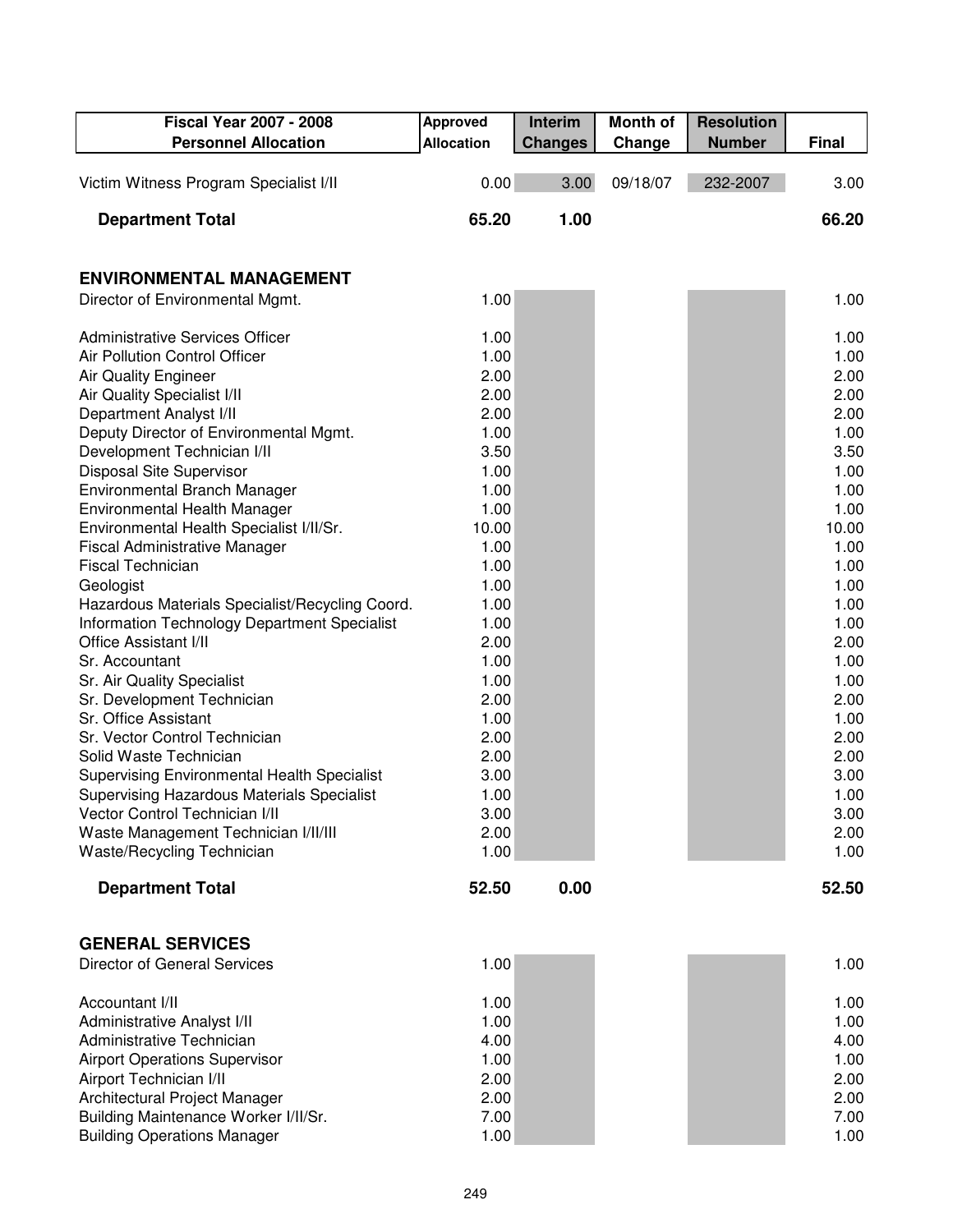| Fiscal Year 2007 - 2008 Personnel Allocation | Approved Allocation | Interim Changes | Month of Change | Resolution Number | Final |
|---|---|---|---|---|---|
| Victim Witness Program Specialist I/II | 0.00 | 3.00 | 09/18/07 | 232-2007 | 3.00 |
| **Department Total** | **65.20** | **1.00** | | | **66.20** |
| | | | | | |
| **ENVIRONMENTAL MANAGEMENT** | | | | | |
| Director of Environmental Mgmt. | 1.00 | | | | 1.00 |
| Administrative Services Officer | 1.00 | | | | 1.00 |
| Air Pollution Control Officer | 1.00 | | | | 1.00 |
| Air Quality Engineer | 2.00 | | | | 2.00 |
| Air Quality Specialist I/II | 2.00 | | | | 2.00 |
| Department Analyst I/II | 2.00 | | | | 2.00 |
| Deputy Director of Environmental Mgmt. | 1.00 | | | | 1.00 |
| Development Technician I/II | 3.50 | | | | 3.50 |
| Disposal Site Supervisor | 1.00 | | | | 1.00 |
| Environmental Branch Manager | 1.00 | | | | 1.00 |
| Environmental Health Manager | 1.00 | | | | 1.00 |
| Environmental Health Specialist I/II/Sr. | 10.00 | | | | 10.00 |
| Fiscal Administrative Manager | 1.00 | | | | 1.00 |
| Fiscal Technician | 1.00 | | | | 1.00 |
| Geologist | 1.00 | | | | 1.00 |
| Hazardous Materials Specialist/Recycling Coord. | 1.00 | | | | 1.00 |
| Information Technology Department Specialist | 1.00 | | | | 1.00 |
| Office Assistant I/II | 2.00 | | | | 2.00 |
| Sr. Accountant | 1.00 | | | | 1.00 |
| Sr. Air Quality Specialist | 1.00 | | | | 1.00 |
| Sr. Development Technician | 2.00 | | | | 2.00 |
| Sr. Office Assistant | 1.00 | | | | 1.00 |
| Sr. Vector Control Technician | 2.00 | | | | 2.00 |
| Solid Waste Technician | 2.00 | | | | 2.00 |
| Supervising Environmental Health Specialist | 3.00 | | | | 3.00 |
| Supervising Hazardous Materials Specialist | 1.00 | | | | 1.00 |
| Vector Control Technician I/II | 3.00 | | | | 3.00 |
| Waste Management Technician I/II/III | 2.00 | | | | 2.00 |
| Waste/Recycling Technician | 1.00 | | | | 1.00 |
| **Department Total** | **52.50** | **0.00** | | | **52.50** |
| | | | | | |
| **GENERAL SERVICES** | | | | | |
| Director of General Services | 1.00 | | | | 1.00 |
| Accountant I/II | 1.00 | | | | 1.00 |
| Administrative Analyst I/II | 1.00 | | | | 1.00 |
| Administrative Technician | 4.00 | | | | 4.00 |
| Airport Operations Supervisor | 1.00 | | | | 1.00 |
| Airport Technician I/II | 2.00 | | | | 2.00 |
| Architectural Project Manager | 2.00 | | | | 2.00 |
| Building Maintenance Worker I/II/Sr. | 7.00 | | | | 7.00 |
| Building Operations Manager | 1.00 | | | | 1.00 |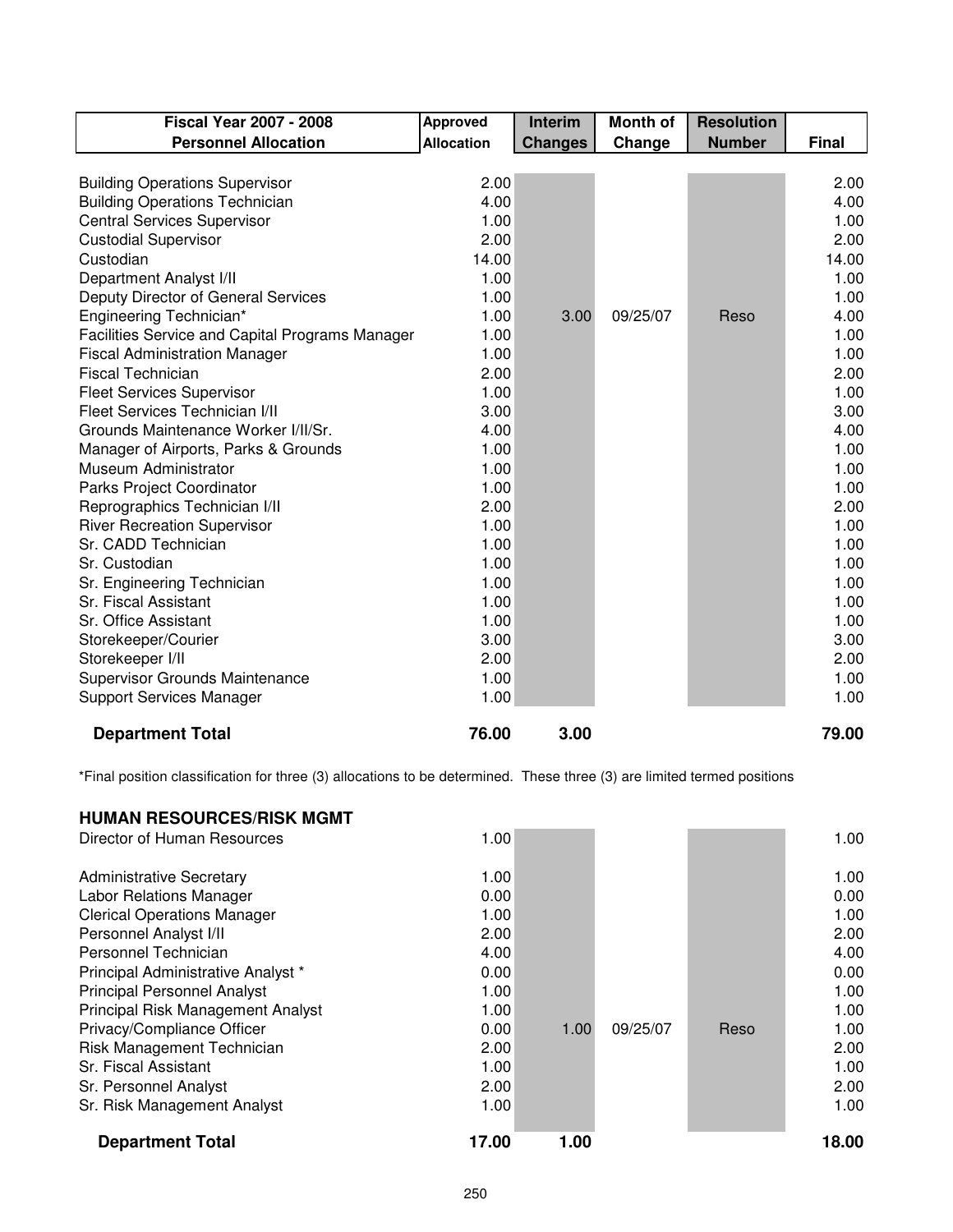| Fiscal Year 2007 - 2008 Personnel Allocation | Approved Allocation | Interim Changes | Month of Change | Resolution Number | Final |
|---|---|---|---|---|---|
| Building Operations Supervisor | 2.00 | | | | 2.00 |
| Building Operations Technician | 4.00 | | | | 4.00 |
| Central Services Supervisor | 1.00 | | | | 1.00 |
| Custodial Supervisor | 2.00 | | | | 2.00 |
| Custodian | 14.00 | | | | 14.00 |
| Department Analyst I/II | 1.00 | | | | 1.00 |
| Deputy Director of General Services | 1.00 | | | | 1.00 |
| Engineering Technician* | 1.00 | 3.00 | 09/25/07 | Reso | 4.00 |
| Facilities Service and Capital Programs Manager | 1.00 | | | | 1.00 |
| Fiscal Administration Manager | 1.00 | | | | 1.00 |
| Fiscal Technician | 2.00 | | | | 2.00 |
| Fleet Services Supervisor | 1.00 | | | | 1.00 |
| Fleet Services Technician I/II | 3.00 | | | | 3.00 |
| Grounds Maintenance Worker I/II/Sr. | 4.00 | | | | 4.00 |
| Manager of Airports, Parks & Grounds | 1.00 | | | | 1.00 |
| Museum Administrator | 1.00 | | | | 1.00 |
| Parks Project Coordinator | 1.00 | | | | 1.00 |
| Reprographics Technician I/II | 2.00 | | | | 2.00 |
| River Recreation Supervisor | 1.00 | | | | 1.00 |
| Sr. CADD Technician | 1.00 | | | | 1.00 |
| Sr. Custodian | 1.00 | | | | 1.00 |
| Sr. Engineering Technician | 1.00 | | | | 1.00 |
| Sr. Fiscal Assistant | 1.00 | | | | 1.00 |
| Sr. Office Assistant | 1.00 | | | | 1.00 |
| Storekeeper/Courier | 3.00 | | | | 3.00 |
| Storekeeper I/II | 2.00 | | | | 2.00 |
| Supervisor Grounds Maintenance | 1.00 | | | | 1.00 |
| Support Services Manager | 1.00 | | | | 1.00 |
| **Department Total** | **76.00** | **3.00** | | | **79.00** |

*Final position classification for three (3) allocations to be determined. These three (3) are limited termed positions

### HUMAN RESOURCES/RISK MGMT

| Position | Approved Allocation | Interim Changes | Month of Change | Resolution Number | Final |
|---|---|---|---|---|---|
| Director of Human Resources | 1.00 | | | | 1.00 |
| Administrative Secretary | 1.00 | | | | 1.00 |
| Labor Relations Manager | 0.00 | | | | 0.00 |
| Clerical Operations Manager | 1.00 | | | | 1.00 |
| Personnel Analyst I/II | 2.00 | | | | 2.00 |
| Personnel Technician | 4.00 | | | | 4.00 |
| Principal Administrative Analyst * | 0.00 | | | | 0.00 |
| Principal Personnel Analyst | 1.00 | | | | 1.00 |
| Principal Risk Management Analyst | 1.00 | | | | 1.00 |
| Privacy/Compliance Officer | 0.00 | 1.00 | 09/25/07 | Reso | 1.00 |
| Risk Management Technician | 2.00 | | | | 2.00 |
| Sr. Fiscal Assistant | 1.00 | | | | 1.00 |
| Sr. Personnel Analyst | 2.00 | | | | 2.00 |
| Sr. Risk Management Analyst | 1.00 | | | | 1.00 |
| **Department Total** | **17.00** | **1.00** | | | **18.00** |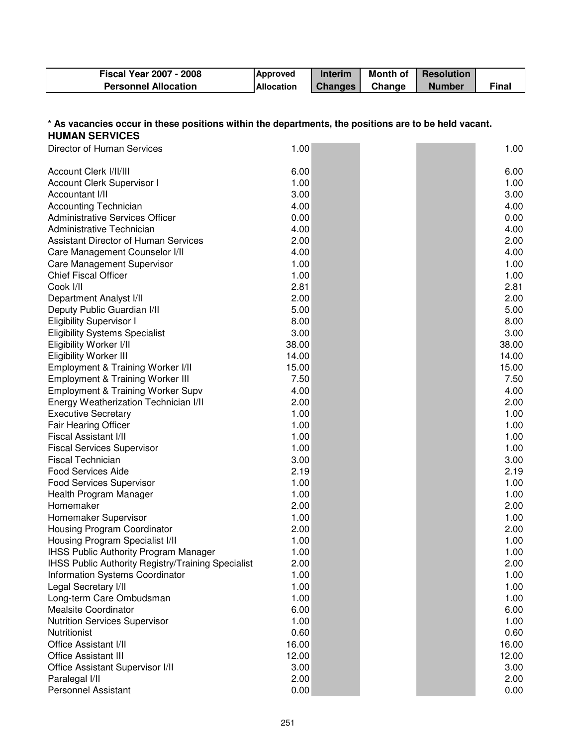| Fiscal Year 2007 - 2008 Personnel Allocation | Approved Allocation | Interim Changes | Month of Change | Resolution Number | Final |
|---|---|---|---|---|---|

**\* As vacancies occur in these positions within the departments, the positions are to be held vacant.**

## HUMAN SERVICES

| Position | Approved Allocation | Interim Changes | Month of Change | Resolution Number | Final |
|---|---|---|---|---|---|
| Director of Human Services | 1.00 | | | | 1.00 |
| Account Clerk I/II/III | 6.00 | | | | 6.00 |
| Account Clerk Supervisor I | 1.00 | | | | 1.00 |
| Accountant I/II | 3.00 | | | | 3.00 |
| Accounting Technician | 4.00 | | | | 4.00 |
| Administrative Services Officer | 0.00 | | | | 0.00 |
| Administrative Technician | 4.00 | | | | 4.00 |
| Assistant Director of Human Services | 2.00 | | | | 2.00 |
| Care Management Counselor I/II | 4.00 | | | | 4.00 |
| Care Management Supervisor | 1.00 | | | | 1.00 |
| Chief Fiscal Officer | 1.00 | | | | 1.00 |
| Cook I/II | 2.81 | | | | 2.81 |
| Department Analyst I/II | 2.00 | | | | 2.00 |
| Deputy Public Guardian I/II | 5.00 | | | | 5.00 |
| Eligibility Supervisor I | 8.00 | | | | 8.00 |
| Eligibility Systems Specialist | 3.00 | | | | 3.00 |
| Eligibility Worker I/II | 38.00 | | | | 38.00 |
| Eligibility Worker III | 14.00 | | | | 14.00 |
| Employment & Training Worker I/II | 15.00 | | | | 15.00 |
| Employment & Training Worker III | 7.50 | | | | 7.50 |
| Employment & Training Worker Supv | 4.00 | | | | 4.00 |
| Energy Weatherization Technician I/II | 2.00 | | | | 2.00 |
| Executive Secretary | 1.00 | | | | 1.00 |
| Fair Hearing Officer | 1.00 | | | | 1.00 |
| Fiscal Assistant I/II | 1.00 | | | | 1.00 |
| Fiscal Services Supervisor | 1.00 | | | | 1.00 |
| Fiscal Technician | 3.00 | | | | 3.00 |
| Food Services Aide | 2.19 | | | | 2.19 |
| Food Services Supervisor | 1.00 | | | | 1.00 |
| Health Program Manager | 1.00 | | | | 1.00 |
| Homemaker | 2.00 | | | | 2.00 |
| Homemaker Supervisor | 1.00 | | | | 1.00 |
| Housing Program Coordinator | 2.00 | | | | 2.00 |
| Housing Program Specialist I/II | 1.00 | | | | 1.00 |
| IHSS Public Authority Program Manager | 1.00 | | | | 1.00 |
| IHSS Public Authority Registry/Training Specialist | 2.00 | | | | 2.00 |
| Information Systems Coordinator | 1.00 | | | | 1.00 |
| Legal Secretary I/II | 1.00 | | | | 1.00 |
| Long-term Care Ombudsman | 1.00 | | | | 1.00 |
| Mealsite Coordinator | 6.00 | | | | 6.00 |
| Nutrition Services Supervisor | 1.00 | | | | 1.00 |
| Nutritionist | 0.60 | | | | 0.60 |
| Office Assistant I/II | 16.00 | | | | 16.00 |
| Office Assistant III | 12.00 | | | | 12.00 |
| Office Assistant Supervisor I/II | 3.00 | | | | 3.00 |
| Paralegal I/II | 2.00 | | | | 2.00 |
| Personnel Assistant | 0.00 | | | | 0.00 |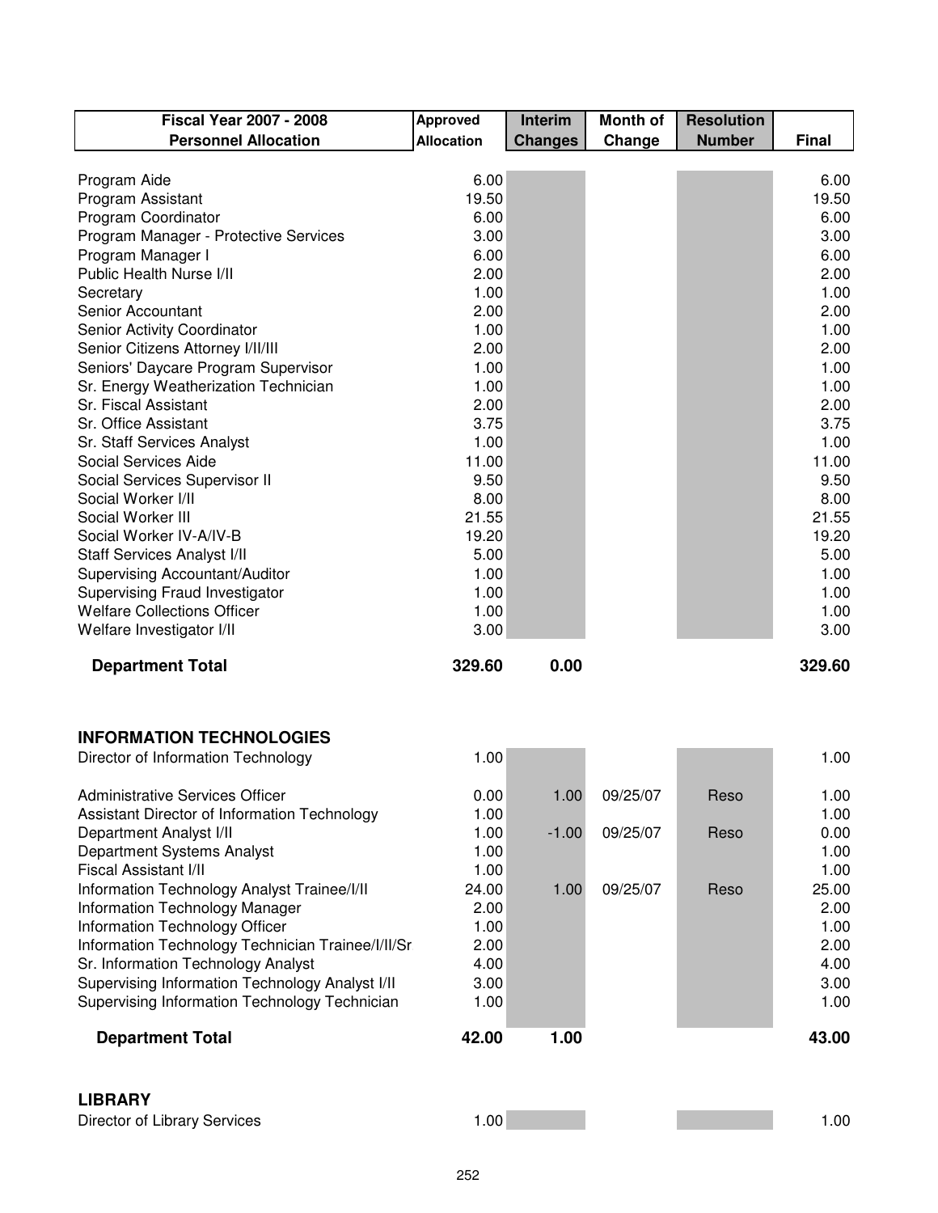| Fiscal Year 2007 - 2008 Personnel Allocation | Approved Allocation | Interim Changes | Month of Change | Resolution Number | Final |
|---|---|---|---|---|---|
| Program Aide | 6.00 | | | | 6.00 |
| Program Assistant | 19.50 | | | | 19.50 |
| Program Coordinator | 6.00 | | | | 6.00 |
| Program Manager - Protective Services | 3.00 | | | | 3.00 |
| Program Manager I | 6.00 | | | | 6.00 |
| Public Health Nurse I/II | 2.00 | | | | 2.00 |
| Secretary | 1.00 | | | | 1.00 |
| Senior Accountant | 2.00 | | | | 2.00 |
| Senior Activity Coordinator | 1.00 | | | | 1.00 |
| Senior Citizens Attorney I/II/III | 2.00 | | | | 2.00 |
| Seniors' Daycare Program Supervisor | 1.00 | | | | 1.00 |
| Sr. Energy Weatherization Technician | 1.00 | | | | 1.00 |
| Sr. Fiscal Assistant | 2.00 | | | | 2.00 |
| Sr. Office Assistant | 3.75 | | | | 3.75 |
| Sr. Staff Services Analyst | 1.00 | | | | 1.00 |
| Social Services Aide | 11.00 | | | | 11.00 |
| Social Services Supervisor II | 9.50 | | | | 9.50 |
| Social Worker I/II | 8.00 | | | | 8.00 |
| Social Worker III | 21.55 | | | | 21.55 |
| Social Worker IV-A/IV-B | 19.20 | | | | 19.20 |
| Staff Services Analyst I/II | 5.00 | | | | 5.00 |
| Supervising Accountant/Auditor | 1.00 | | | | 1.00 |
| Supervising Fraud Investigator | 1.00 | | | | 1.00 |
| Welfare Collections Officer | 1.00 | | | | 1.00 |
| Welfare Investigator I/II | 3.00 | | | | 3.00 |
| **Department Total** | **329.60** | **0.00** | | | **329.60** |

## INFORMATION TECHNOLOGIES

| Position | Approved Allocation | Interim Changes | Month of Change | Resolution Number | Final |
|---|---|---|---|---|---|
| Director of Information Technology | 1.00 | | | | 1.00 |
| Administrative Services Officer | 0.00 | 1.00 | 09/25/07 | Reso | 1.00 |
| Assistant Director of Information Technology | 1.00 | | | | 1.00 |
| Department Analyst I/II | 1.00 | -1.00 | 09/25/07 | Reso | 0.00 |
| Department Systems Analyst | 1.00 | | | | 1.00 |
| Fiscal Assistant I/II | 1.00 | | | | 1.00 |
| Information Technology Analyst Trainee/I/II | 24.00 | 1.00 | 09/25/07 | Reso | 25.00 |
| Information Technology Manager | 2.00 | | | | 2.00 |
| Information Technology Officer | 1.00 | | | | 1.00 |
| Information Technology Technician Trainee/I/II/Sr | 2.00 | | | | 2.00 |
| Sr. Information Technology Analyst | 4.00 | | | | 4.00 |
| Supervising Information Technology Analyst I/II | 3.00 | | | | 3.00 |
| Supervising Information Technology Technician | 1.00 | | | | 1.00 |
| **Department Total** | **42.00** | **1.00** | | | **43.00** |

## LIBRARY

| Position | Approved Allocation | Interim Changes | Month of Change | Resolution Number | Final |
|---|---|---|---|---|---|
| Director of Library Services | 1.00 | | | | 1.00 |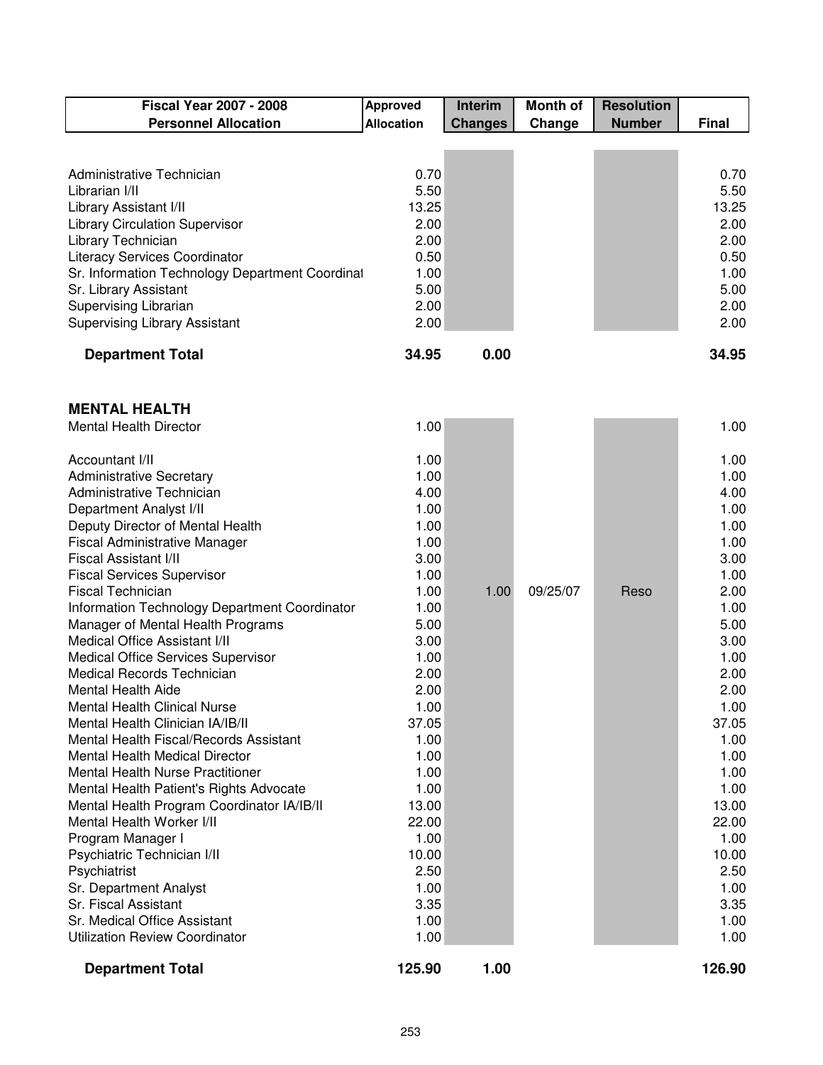| Fiscal Year 2007 - 2008<br>Personnel Allocation | Approved Allocation | Interim Changes | Month of Change | Resolution Number | Final |
|---|---|---|---|---|---|
| Administrative Technician | 0.70 | | | | 0.70 |
| Librarian I/II | 5.50 | | | | 5.50 |
| Library Assistant I/II | 13.25 | | | | 13.25 |
| Library Circulation Supervisor | 2.00 | | | | 2.00 |
| Library Technician | 2.00 | | | | 2.00 |
| Literacy Services Coordinator | 0.50 | | | | 0.50 |
| Sr. Information Technology Department Coordinat | 1.00 | | | | 1.00 |
| Sr. Library Assistant | 5.00 | | | | 5.00 |
| Supervising Librarian | 2.00 | | | | 2.00 |
| Supervising Library Assistant | 2.00 | | | | 2.00 |
| **Department Total** | **34.95** | **0.00** | | | **34.95** |
| | | | | | |
| **MENTAL HEALTH** | | | | | |
| Mental Health Director | 1.00 | | | | 1.00 |
| Accountant I/II | 1.00 | | | | 1.00 |
| Administrative Secretary | 1.00 | | | | 1.00 |
| Administrative Technician | 4.00 | | | | 4.00 |
| Department Analyst I/II | 1.00 | | | | 1.00 |
| Deputy Director of Mental Health | 1.00 | | | | 1.00 |
| Fiscal Administrative Manager | 1.00 | | | | 1.00 |
| Fiscal Assistant I/II | 3.00 | | | | 3.00 |
| Fiscal Services Supervisor | 1.00 | | | | 1.00 |
| Fiscal Technician | 1.00 | 1.00 | 09/25/07 | Reso | 2.00 |
| Information Technology Department Coordinator | 1.00 | | | | 1.00 |
| Manager of Mental Health Programs | 5.00 | | | | 5.00 |
| Medical Office Assistant I/II | 3.00 | | | | 3.00 |
| Medical Office Services Supervisor | 1.00 | | | | 1.00 |
| Medical Records Technician | 2.00 | | | | 2.00 |
| Mental Health Aide | 2.00 | | | | 2.00 |
| Mental Health Clinical Nurse | 1.00 | | | | 1.00 |
| Mental Health Clinician IA/IB/II | 37.05 | | | | 37.05 |
| Mental Health Fiscal/Records Assistant | 1.00 | | | | 1.00 |
| Mental Health Medical Director | 1.00 | | | | 1.00 |
| Mental Health Nurse Practitioner | 1.00 | | | | 1.00 |
| Mental Health Patient's Rights Advocate | 1.00 | | | | 1.00 |
| Mental Health Program Coordinator IA/IB/II | 13.00 | | | | 13.00 |
| Mental Health Worker I/II | 22.00 | | | | 22.00 |
| Program Manager I | 1.00 | | | | 1.00 |
| Psychiatric Technician I/II | 10.00 | | | | 10.00 |
| Psychiatrist | 2.50 | | | | 2.50 |
| Sr. Department Analyst | 1.00 | | | | 1.00 |
| Sr. Fiscal Assistant | 3.35 | | | | 3.35 |
| Sr. Medical Office Assistant | 1.00 | | | | 1.00 |
| Utilization Review Coordinator | 1.00 | | | | 1.00 |
| **Department Total** | **125.90** | **1.00** | | | **126.90** |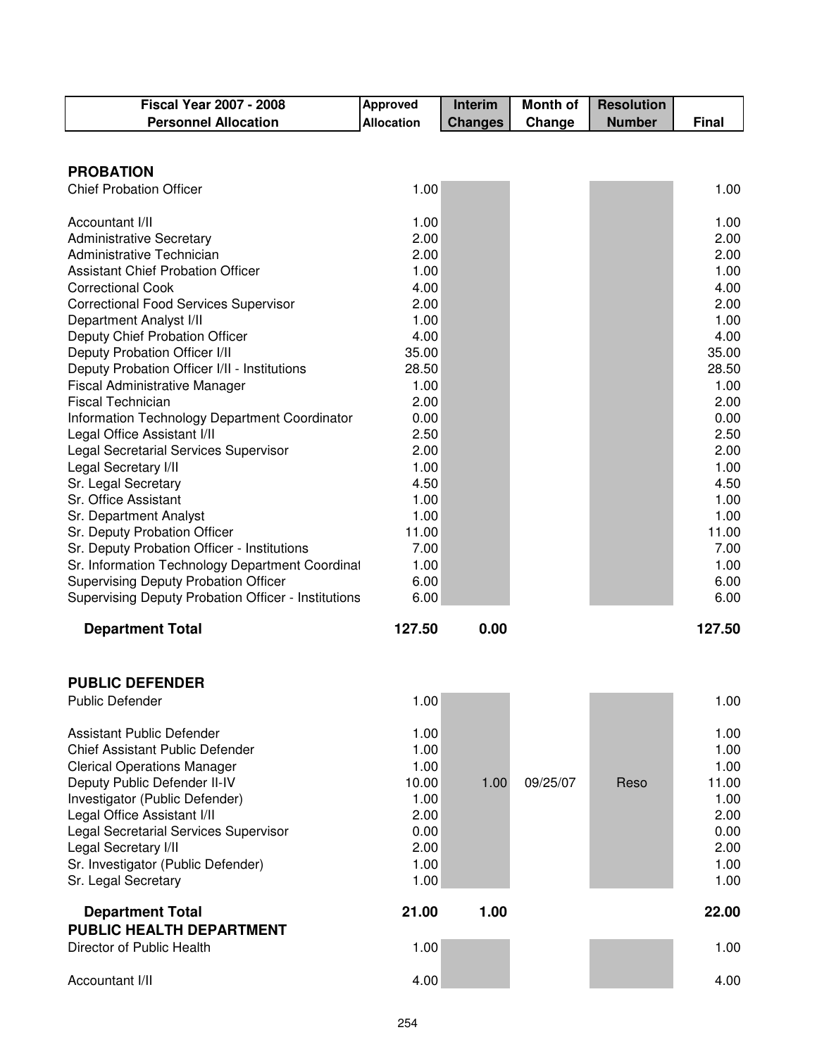| Fiscal Year 2007 - 2008 Personnel Allocation | Approved Allocation | Interim Changes | Month of Change | Resolution Number | Final |
|---|---|---|---|---|---|
| **PROBATION** | | | | | |
| Chief Probation Officer | 1.00 | | | | 1.00 |
| Accountant I/II | 1.00 | | | | 1.00 |
| Administrative Secretary | 2.00 | | | | 2.00 |
| Administrative Technician | 2.00 | | | | 2.00 |
| Assistant Chief Probation Officer | 1.00 | | | | 1.00 |
| Correctional Cook | 4.00 | | | | 4.00 |
| Correctional Food Services Supervisor | 2.00 | | | | 2.00 |
| Department Analyst I/II | 1.00 | | | | 1.00 |
| Deputy Chief Probation Officer | 4.00 | | | | 4.00 |
| Deputy Probation Officer I/II | 35.00 | | | | 35.00 |
| Deputy Probation Officer I/II - Institutions | 28.50 | | | | 28.50 |
| Fiscal Administrative Manager | 1.00 | | | | 1.00 |
| Fiscal Technician | 2.00 | | | | 2.00 |
| Information Technology Department Coordinator | 0.00 | | | | 0.00 |
| Legal Office Assistant I/II | 2.50 | | | | 2.50 |
| Legal Secretarial Services Supervisor | 2.00 | | | | 2.00 |
| Legal Secretary I/II | 1.00 | | | | 1.00 |
| Sr. Legal Secretary | 4.50 | | | | 4.50 |
| Sr. Office Assistant | 1.00 | | | | 1.00 |
| Sr. Department Analyst | 1.00 | | | | 1.00 |
| Sr. Deputy Probation Officer | 11.00 | | | | 11.00 |
| Sr. Deputy Probation Officer - Institutions | 7.00 | | | | 7.00 |
| Sr. Information Technology Department Coordinat | 1.00 | | | | 1.00 |
| Supervising Deputy Probation Officer | 6.00 | | | | 6.00 |
| Supervising Deputy Probation Officer - Institutions | 6.00 | | | | 6.00 |
| **Department Total** | **127.50** | **0.00** | | | **127.50** |
| **PUBLIC DEFENDER** | | | | | |
| Public Defender | 1.00 | | | | 1.00 |
| Assistant Public Defender | 1.00 | | | | 1.00 |
| Chief Assistant Public Defender | 1.00 | | | | 1.00 |
| Clerical Operations Manager | 1.00 | | | | 1.00 |
| Deputy Public Defender II-IV | 10.00 | 1.00 | 09/25/07 | Reso | 11.00 |
| Investigator (Public Defender) | 1.00 | | | | 1.00 |
| Legal Office Assistant I/II | 2.00 | | | | 2.00 |
| Legal Secretarial Services Supervisor | 0.00 | | | | 0.00 |
| Legal Secretary I/II | 2.00 | | | | 2.00 |
| Sr. Investigator (Public Defender) | 1.00 | | | | 1.00 |
| Sr. Legal Secretary | 1.00 | | | | 1.00 |
| **Department Total** | **21.00** | **1.00** | | | **22.00** |
| **PUBLIC HEALTH DEPARTMENT** | | | | | |
| Director of Public Health | 1.00 | | | | 1.00 |
| Accountant I/II | 4.00 | | | | 4.00 |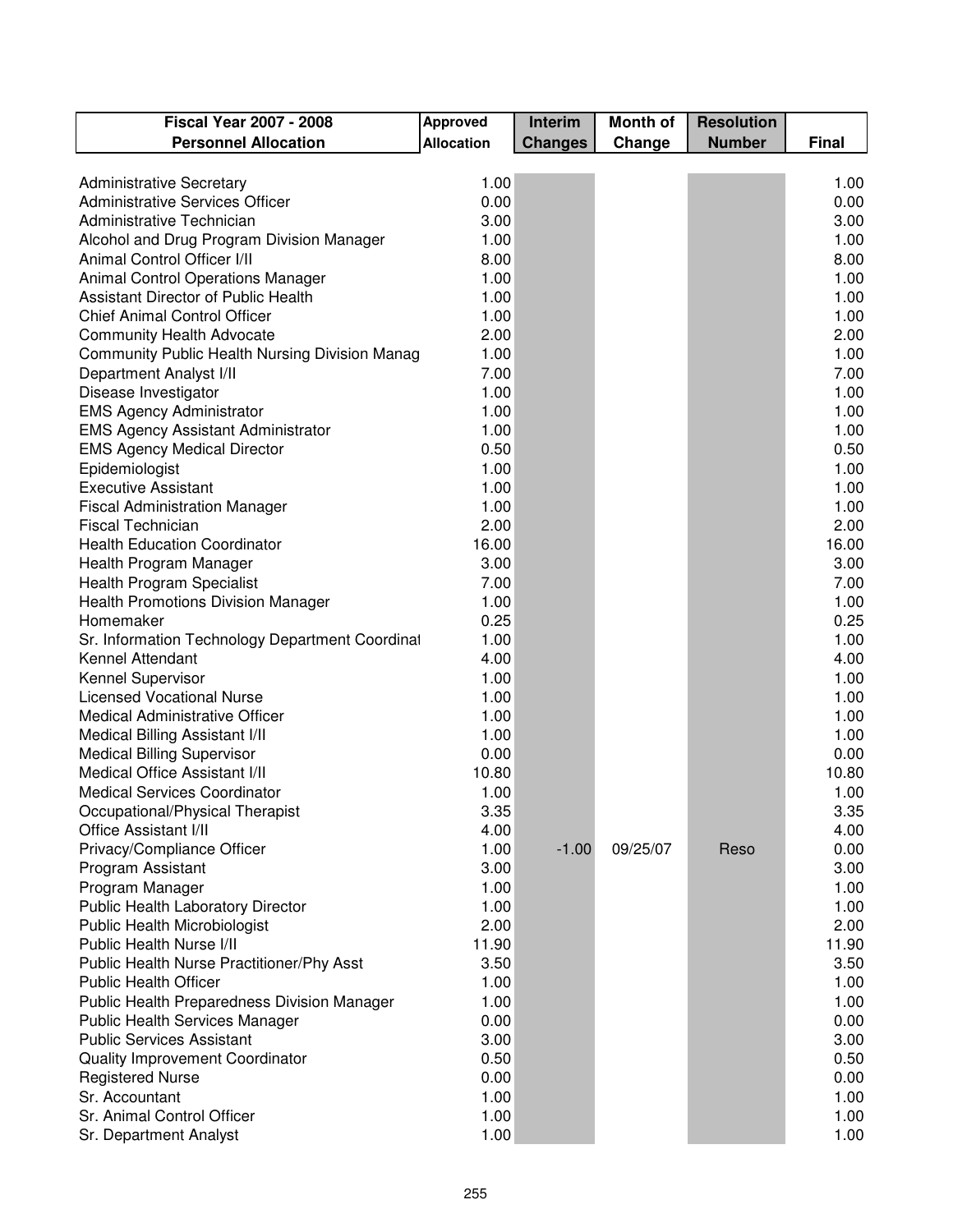| Fiscal Year 2007 - 2008 Personnel Allocation | Approved Allocation | Interim Changes | Month of Change | Resolution Number | Final |
|---|---|---|---|---|---|
| Administrative Secretary | 1.00 | | | | 1.00 |
| Administrative Services Officer | 0.00 | | | | 0.00 |
| Administrative Technician | 3.00 | | | | 3.00 |
| Alcohol and Drug Program Division Manager | 1.00 | | | | 1.00 |
| Animal Control Officer I/II | 8.00 | | | | 8.00 |
| Animal Control Operations Manager | 1.00 | | | | 1.00 |
| Assistant Director of Public Health | 1.00 | | | | 1.00 |
| Chief Animal Control Officer | 1.00 | | | | 1.00 |
| Community Health Advocate | 2.00 | | | | 2.00 |
| Community Public Health Nursing Division Manag | 1.00 | | | | 1.00 |
| Department Analyst I/II | 7.00 | | | | 7.00 |
| Disease Investigator | 1.00 | | | | 1.00 |
| EMS Agency Administrator | 1.00 | | | | 1.00 |
| EMS Agency Assistant Administrator | 1.00 | | | | 1.00 |
| EMS Agency Medical Director | 0.50 | | | | 0.50 |
| Epidemiologist | 1.00 | | | | 1.00 |
| Executive Assistant | 1.00 | | | | 1.00 |
| Fiscal Administration Manager | 1.00 | | | | 1.00 |
| Fiscal Technician | 2.00 | | | | 2.00 |
| Health Education Coordinator | 16.00 | | | | 16.00 |
| Health Program Manager | 3.00 | | | | 3.00 |
| Health Program Specialist | 7.00 | | | | 7.00 |
| Health Promotions Division Manager | 1.00 | | | | 1.00 |
| Homemaker | 0.25 | | | | 0.25 |
| Sr. Information Technology Department Coordinat | 1.00 | | | | 1.00 |
| Kennel Attendant | 4.00 | | | | 4.00 |
| Kennel Supervisor | 1.00 | | | | 1.00 |
| Licensed Vocational Nurse | 1.00 | | | | 1.00 |
| Medical Administrative Officer | 1.00 | | | | 1.00 |
| Medical Billing Assistant I/II | 1.00 | | | | 1.00 |
| Medical Billing Supervisor | 0.00 | | | | 0.00 |
| Medical Office Assistant I/II | 10.80 | | | | 10.80 |
| Medical Services Coordinator | 1.00 | | | | 1.00 |
| Occupational/Physical Therapist | 3.35 | | | | 3.35 |
| Office Assistant I/II | 4.00 | | | | 4.00 |
| Privacy/Compliance Officer | 1.00 | -1.00 | 09/25/07 | Reso | 0.00 |
| Program Assistant | 3.00 | | | | 3.00 |
| Program Manager | 1.00 | | | | 1.00 |
| Public Health Laboratory Director | 1.00 | | | | 1.00 |
| Public Health Microbiologist | 2.00 | | | | 2.00 |
| Public Health Nurse I/II | 11.90 | | | | 11.90 |
| Public Health Nurse Practitioner/Phy Asst | 3.50 | | | | 3.50 |
| Public Health Officer | 1.00 | | | | 1.00 |
| Public Health Preparedness Division Manager | 1.00 | | | | 1.00 |
| Public Health Services Manager | 0.00 | | | | 0.00 |
| Public Services Assistant | 3.00 | | | | 3.00 |
| Quality Improvement Coordinator | 0.50 | | | | 0.50 |
| Registered Nurse | 0.00 | | | | 0.00 |
| Sr. Accountant | 1.00 | | | | 1.00 |
| Sr. Animal Control Officer | 1.00 | | | | 1.00 |
| Sr. Department Analyst | 1.00 | | | | 1.00 |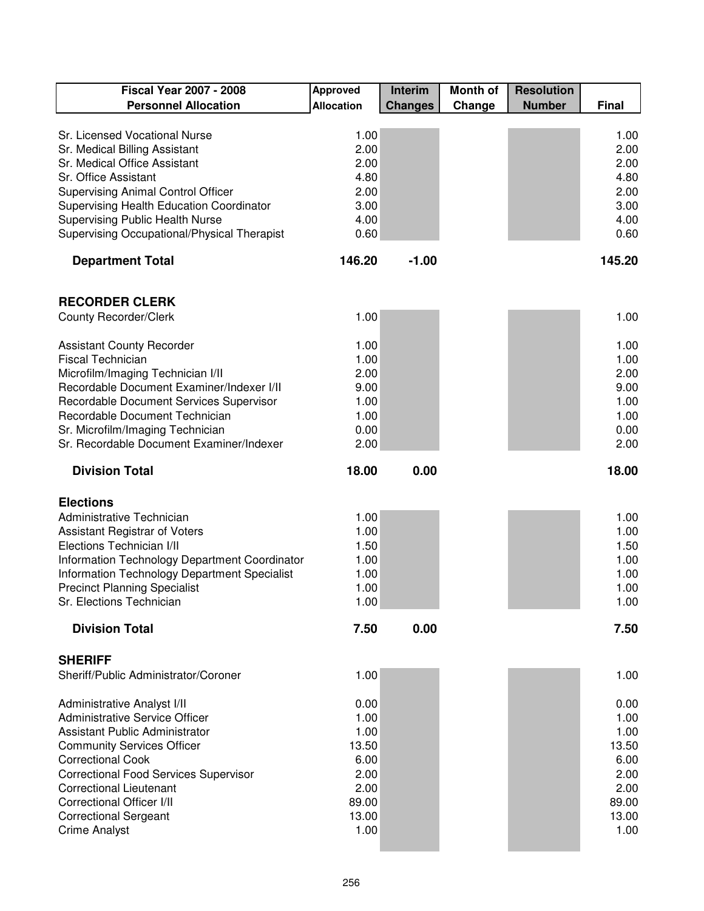| Fiscal Year 2007 - 2008 Personnel Allocation | Approved Allocation | Interim Changes | Month of Change | Resolution Number | Final |
|---|---|---|---|---|---|
| Sr. Licensed Vocational Nurse | 1.00 | | | | 1.00 |
| Sr. Medical Billing Assistant | 2.00 | | | | 2.00 |
| Sr. Medical Office Assistant | 2.00 | | | | 2.00 |
| Sr. Office Assistant | 4.80 | | | | 4.80 |
| Supervising Animal Control Officer | 2.00 | | | | 2.00 |
| Supervising Health Education Coordinator | 3.00 | | | | 3.00 |
| Supervising Public Health Nurse | 4.00 | | | | 4.00 |
| Supervising Occupational/Physical Therapist | 0.60 | | | | 0.60 |
| **Department Total** | **146.20** | **-1.00** | | | **145.20** |
| | | | | | |
| **RECORDER CLERK** | | | | | |
| County Recorder/Clerk | 1.00 | | | | 1.00 |
| Assistant County Recorder | 1.00 | | | | 1.00 |
| Fiscal Technician | 1.00 | | | | 1.00 |
| Microfilm/Imaging Technician I/II | 2.00 | | | | 2.00 |
| Recordable Document Examiner/Indexer I/II | 9.00 | | | | 9.00 |
| Recordable Document Services Supervisor | 1.00 | | | | 1.00 |
| Recordable Document Technician | 1.00 | | | | 1.00 |
| Sr. Microfilm/Imaging Technician | 0.00 | | | | 0.00 |
| Sr. Recordable Document Examiner/Indexer | 2.00 | | | | 2.00 |
| **Division Total** | **18.00** | **0.00** | | | **18.00** |
| | | | | | |
| **Elections** | | | | | |
| Administrative Technician | 1.00 | | | | 1.00 |
| Assistant Registrar of Voters | 1.00 | | | | 1.00 |
| Elections Technician I/II | 1.50 | | | | 1.50 |
| Information Technology Department Coordinator | 1.00 | | | | 1.00 |
| Information Technology Department Specialist | 1.00 | | | | 1.00 |
| Precinct Planning Specialist | 1.00 | | | | 1.00 |
| Sr. Elections Technician | 1.00 | | | | 1.00 |
| **Division Total** | **7.50** | **0.00** | | | **7.50** |
| | | | | | |
| **SHERIFF** | | | | | |
| Sheriff/Public Administrator/Coroner | 1.00 | | | | 1.00 |
| Administrative Analyst I/II | 0.00 | | | | 0.00 |
| Administrative Service Officer | 1.00 | | | | 1.00 |
| Assistant Public Administrator | 1.00 | | | | 1.00 |
| Community Services Officer | 13.50 | | | | 13.50 |
| Correctional Cook | 6.00 | | | | 6.00 |
| Correctional Food Services Supervisor | 2.00 | | | | 2.00 |
| Correctional Lieutenant | 2.00 | | | | 2.00 |
| Correctional Officer I/II | 89.00 | | | | 89.00 |
| Correctional Sergeant | 13.00 | | | | 13.00 |
| Crime Analyst | 1.00 | | | | 1.00 |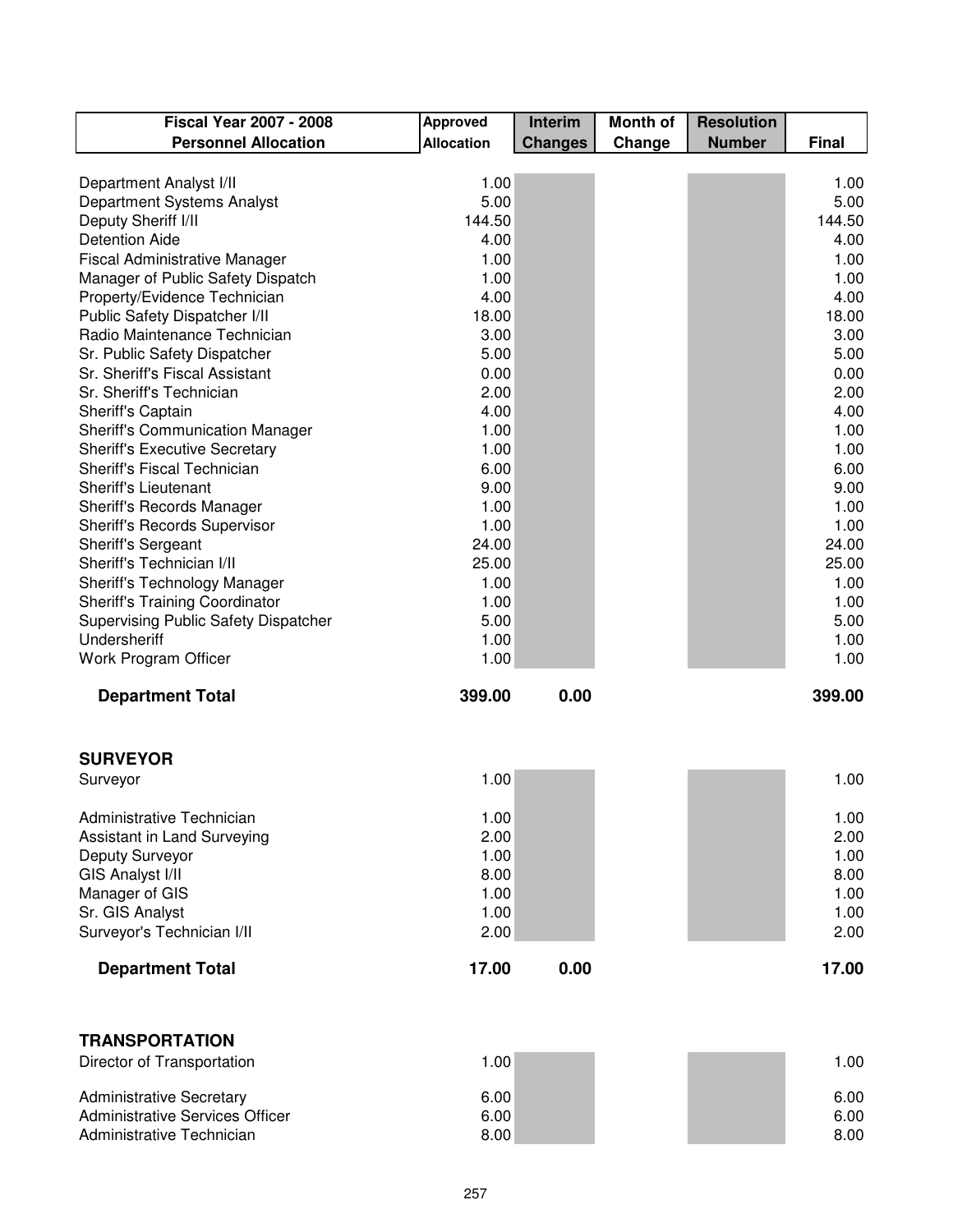| Fiscal Year 2007 - 2008 Personnel Allocation | Approved Allocation | Interim Changes | Month of Change | Resolution Number | Final |
|---|---|---|---|---|---|
| Department Analyst I/II | 1.00 | | | | 1.00 |
| Department Systems Analyst | 5.00 | | | | 5.00 |
| Deputy Sheriff I/II | 144.50 | | | | 144.50 |
| Detention Aide | 4.00 | | | | 4.00 |
| Fiscal Administrative Manager | 1.00 | | | | 1.00 |
| Manager of Public Safety Dispatch | 1.00 | | | | 1.00 |
| Property/Evidence Technician | 4.00 | | | | 4.00 |
| Public Safety Dispatcher I/II | 18.00 | | | | 18.00 |
| Radio Maintenance Technician | 3.00 | | | | 3.00 |
| Sr. Public Safety Dispatcher | 5.00 | | | | 5.00 |
| Sr. Sheriff's Fiscal Assistant | 0.00 | | | | 0.00 |
| Sr. Sheriff's Technician | 2.00 | | | | 2.00 |
| Sheriff's Captain | 4.00 | | | | 4.00 |
| Sheriff's Communication Manager | 1.00 | | | | 1.00 |
| Sheriff's Executive Secretary | 1.00 | | | | 1.00 |
| Sheriff's Fiscal Technician | 6.00 | | | | 6.00 |
| Sheriff's Lieutenant | 9.00 | | | | 9.00 |
| Sheriff's Records Manager | 1.00 | | | | 1.00 |
| Sheriff's Records Supervisor | 1.00 | | | | 1.00 |
| Sheriff's Sergeant | 24.00 | | | | 24.00 |
| Sheriff's Technician I/II | 25.00 | | | | 25.00 |
| Sheriff's Technology Manager | 1.00 | | | | 1.00 |
| Sheriff's Training Coordinator | 1.00 | | | | 1.00 |
| Supervising Public Safety Dispatcher | 5.00 | | | | 5.00 |
| Undersheriff | 1.00 | | | | 1.00 |
| Work Program Officer | 1.00 | | | | 1.00 |
| **Department Total** | **399.00** | **0.00** | | | **399.00** |
| | | | | | |
| **SURVEYOR** | | | | | |
| Surveyor | 1.00 | | | | 1.00 |
| Administrative Technician | 1.00 | | | | 1.00 |
| Assistant in Land Surveying | 2.00 | | | | 2.00 |
| Deputy Surveyor | 1.00 | | | | 1.00 |
| GIS Analyst I/II | 8.00 | | | | 8.00 |
| Manager of GIS | 1.00 | | | | 1.00 |
| Sr. GIS Analyst | 1.00 | | | | 1.00 |
| Surveyor's Technician I/II | 2.00 | | | | 2.00 |
| **Department Total** | **17.00** | **0.00** | | | **17.00** |
| | | | | | |
| **TRANSPORTATION** | | | | | |
| Director of Transportation | 1.00 | | | | 1.00 |
| Administrative Secretary | 6.00 | | | | 6.00 |
| Administrative Services Officer | 6.00 | | | | 6.00 |
| Administrative Technician | 8.00 | | | | 8.00 |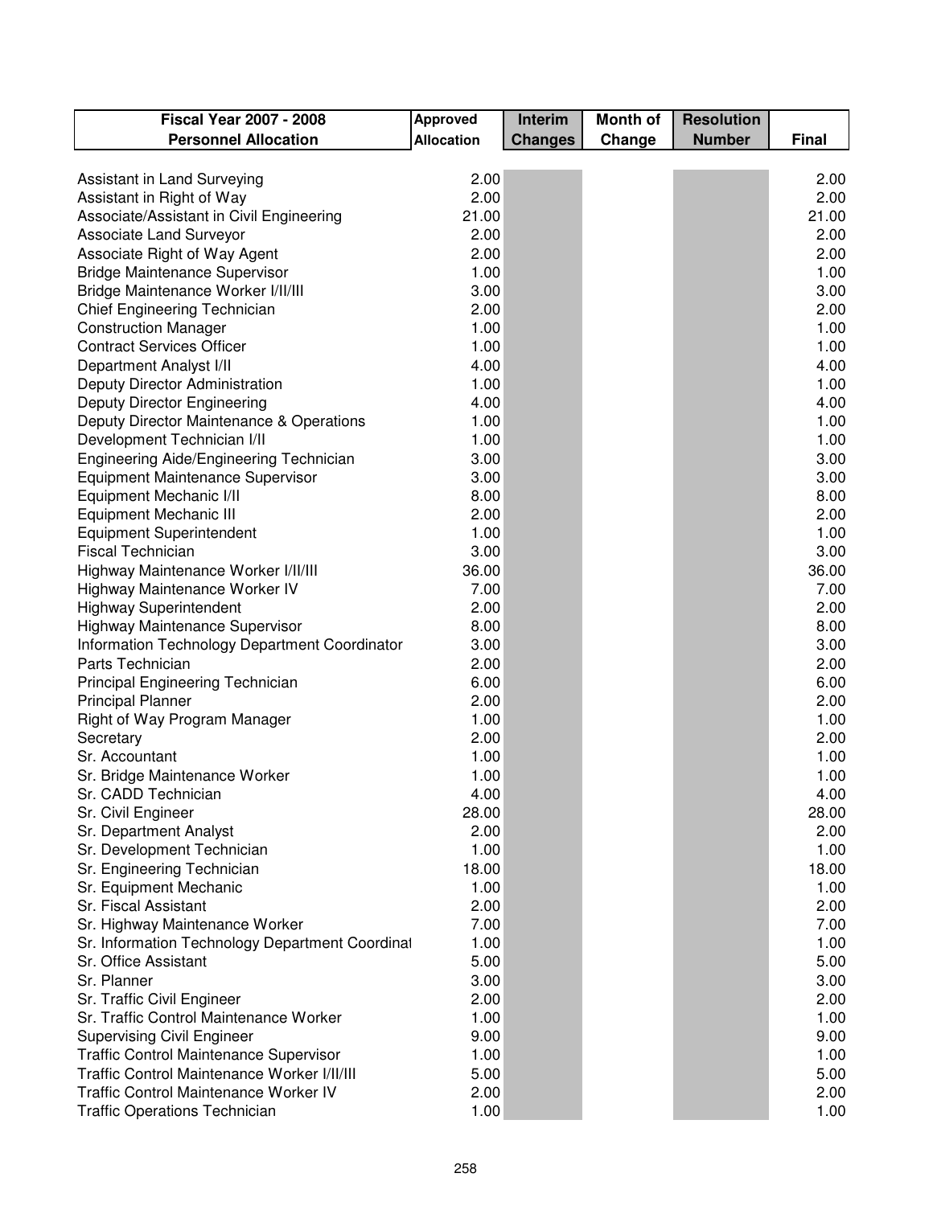| Fiscal Year 2007 - 2008 Personnel Allocation | Approved Allocation | Interim Changes | Month of Change | Resolution Number | Final |
|---|---|---|---|---|---|
| Assistant in Land Surveying | 2.00 | | | | 2.00 |
| Assistant in Right of Way | 2.00 | | | | 2.00 |
| Associate/Assistant in Civil Engineering | 21.00 | | | | 21.00 |
| Associate Land Surveyor | 2.00 | | | | 2.00 |
| Associate Right of Way Agent | 2.00 | | | | 2.00 |
| Bridge Maintenance Supervisor | 1.00 | | | | 1.00 |
| Bridge Maintenance Worker I/II/III | 3.00 | | | | 3.00 |
| Chief Engineering Technician | 2.00 | | | | 2.00 |
| Construction Manager | 1.00 | | | | 1.00 |
| Contract Services Officer | 1.00 | | | | 1.00 |
| Department Analyst I/II | 4.00 | | | | 4.00 |
| Deputy Director Administration | 1.00 | | | | 1.00 |
| Deputy Director Engineering | 4.00 | | | | 4.00 |
| Deputy Director Maintenance & Operations | 1.00 | | | | 1.00 |
| Development Technician I/II | 1.00 | | | | 1.00 |
| Engineering Aide/Engineering Technician | 3.00 | | | | 3.00 |
| Equipment Maintenance Supervisor | 3.00 | | | | 3.00 |
| Equipment Mechanic I/II | 8.00 | | | | 8.00 |
| Equipment Mechanic III | 2.00 | | | | 2.00 |
| Equipment Superintendent | 1.00 | | | | 1.00 |
| Fiscal Technician | 3.00 | | | | 3.00 |
| Highway Maintenance Worker I/II/III | 36.00 | | | | 36.00 |
| Highway Maintenance Worker IV | 7.00 | | | | 7.00 |
| Highway Superintendent | 2.00 | | | | 2.00 |
| Highway Maintenance Supervisor | 8.00 | | | | 8.00 |
| Information Technology Department Coordinator | 3.00 | | | | 3.00 |
| Parts Technician | 2.00 | | | | 2.00 |
| Principal Engineering Technician | 6.00 | | | | 6.00 |
| Principal Planner | 2.00 | | | | 2.00 |
| Right of Way Program Manager | 1.00 | | | | 1.00 |
| Secretary | 2.00 | | | | 2.00 |
| Sr. Accountant | 1.00 | | | | 1.00 |
| Sr. Bridge Maintenance Worker | 1.00 | | | | 1.00 |
| Sr. CADD Technician | 4.00 | | | | 4.00 |
| Sr. Civil Engineer | 28.00 | | | | 28.00 |
| Sr. Department Analyst | 2.00 | | | | 2.00 |
| Sr. Development Technician | 1.00 | | | | 1.00 |
| Sr. Engineering Technician | 18.00 | | | | 18.00 |
| Sr. Equipment Mechanic | 1.00 | | | | 1.00 |
| Sr. Fiscal Assistant | 2.00 | | | | 2.00 |
| Sr. Highway Maintenance Worker | 7.00 | | | | 7.00 |
| Sr. Information Technology Department Coordinat | 1.00 | | | | 1.00 |
| Sr. Office Assistant | 5.00 | | | | 5.00 |
| Sr. Planner | 3.00 | | | | 3.00 |
| Sr. Traffic Civil Engineer | 2.00 | | | | 2.00 |
| Sr. Traffic Control Maintenance Worker | 1.00 | | | | 1.00 |
| Supervising Civil Engineer | 9.00 | | | | 9.00 |
| Traffic Control Maintenance Supervisor | 1.00 | | | | 1.00 |
| Traffic Control Maintenance Worker I/II/III | 5.00 | | | | 5.00 |
| Traffic Control Maintenance Worker IV | 2.00 | | | | 2.00 |
| Traffic Operations Technician | 1.00 | | | | 1.00 |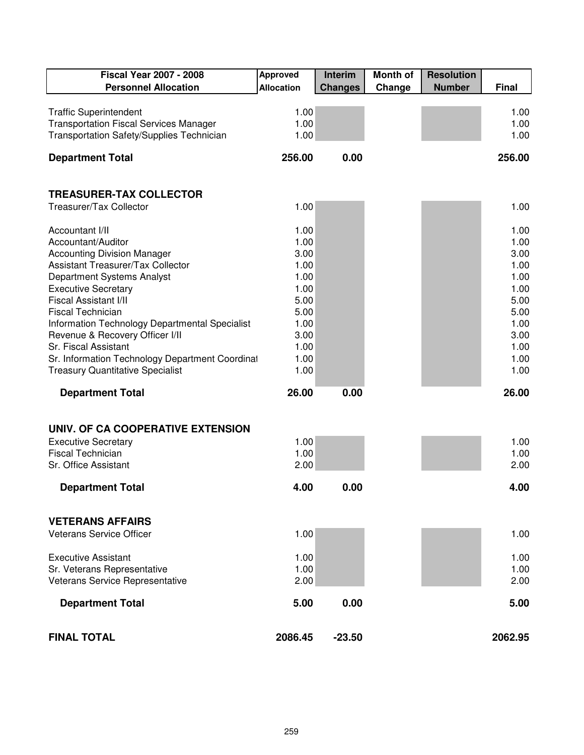| Fiscal Year 2007 - 2008<br>Personnel Allocation | Approved Allocation | Interim Changes | Month of Change | Resolution Number | Final |
|---|---|---|---|---|---|
| Traffic Superintendent | 1.00 | | | | 1.00 |
| Transportation Fiscal Services Manager | 1.00 | | | | 1.00 |
| Transportation Safety/Supplies Technician | 1.00 | | | | 1.00 |
| **Department Total** | **256.00** | **0.00** | | | **256.00** |
| **TREASURER-TAX COLLECTOR** | | | | | |
| Treasurer/Tax Collector | 1.00 | | | | 1.00 |
| Accountant I/II | 1.00 | | | | 1.00 |
| Accountant/Auditor | 1.00 | | | | 1.00 |
| Accounting Division Manager | 3.00 | | | | 3.00 |
| Assistant Treasurer/Tax Collector | 1.00 | | | | 1.00 |
| Department Systems Analyst | 1.00 | | | | 1.00 |
| Executive Secretary | 1.00 | | | | 1.00 |
| Fiscal Assistant I/II | 5.00 | | | | 5.00 |
| Fiscal Technician | 5.00 | | | | 5.00 |
| Information Technology Departmental Specialist | 1.00 | | | | 1.00 |
| Revenue & Recovery Officer I/II | 3.00 | | | | 3.00 |
| Sr. Fiscal Assistant | 1.00 | | | | 1.00 |
| Sr. Information Technology Department Coordinat | 1.00 | | | | 1.00 |
| Treasury Quantitative Specialist | 1.00 | | | | 1.00 |
| **Department Total** | **26.00** | **0.00** | | | **26.00** |
| **UNIV. OF CA COOPERATIVE EXTENSION** | | | | | |
| Executive Secretary | 1.00 | | | | 1.00 |
| Fiscal Technician | 1.00 | | | | 1.00 |
| Sr. Office Assistant | 2.00 | | | | 2.00 |
| **Department Total** | **4.00** | **0.00** | | | **4.00** |
| **VETERANS AFFAIRS** | | | | | |
| Veterans Service Officer | 1.00 | | | | 1.00 |
| Executive Assistant | 1.00 | | | | 1.00 |
| Sr. Veterans Representative | 1.00 | | | | 1.00 |
| Veterans Service Representative | 2.00 | | | | 2.00 |
| **Department Total** | **5.00** | **0.00** | | | **5.00** |
| **FINAL TOTAL** | **2086.45** | **-23.50** | | | **2062.95** |